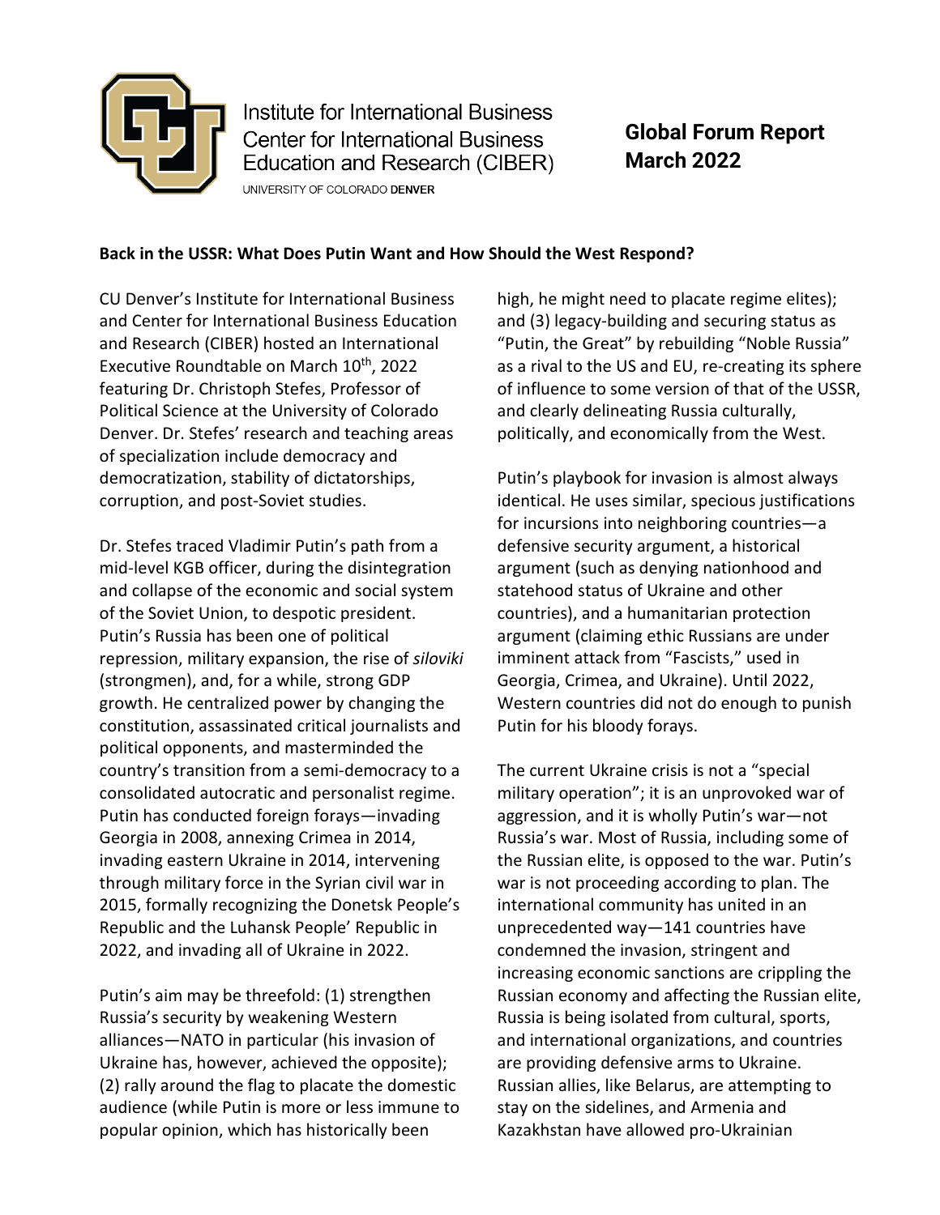Institute for International Business
Center for International Business Education and Research (CIBER)
UNIVERSITY OF COLORADO DENVER

**Global Forum Report**
**March 2022**

**Back in the USSR: What Does Putin Want and How Should the West Respond?**

CU Denver's Institute for International Business and Center for International Business Education and Research (CIBER) hosted an International Executive Roundtable on March 10th, 2022 featuring Dr. Christoph Stefes, Professor of Political Science at the University of Colorado Denver. Dr. Stefes' research and teaching areas of specialization include democracy and democratization, stability of dictatorships, corruption, and post-Soviet studies.

Dr. Stefes traced Vladimir Putin's path from a mid-level KGB officer, during the disintegration and collapse of the economic and social system of the Soviet Union, to despotic president. Putin's Russia has been one of political repression, military expansion, the rise of *siloviki* (strongmen), and, for a while, strong GDP growth. He centralized power by changing the constitution, assassinated critical journalists and political opponents, and masterminded the country's transition from a semi-democracy to a consolidated autocratic and personalist regime. Putin has conducted foreign forays—invading Georgia in 2008, annexing Crimea in 2014, invading eastern Ukraine in 2014, intervening through military force in the Syrian civil war in 2015, formally recognizing the Donetsk People's Republic and the Luhansk People' Republic in 2022, and invading all of Ukraine in 2022.

Putin's aim may be threefold: (1) strengthen Russia's security by weakening Western alliances—NATO in particular (his invasion of Ukraine has, however, achieved the opposite); (2) rally around the flag to placate the domestic audience (while Putin is more or less immune to popular opinion, which has historically been high, he might need to placate regime elites); and (3) legacy-building and securing status as "Putin, the Great" by rebuilding "Noble Russia" as a rival to the US and EU, re-creating its sphere of influence to some version of that of the USSR, and clearly delineating Russia culturally, politically, and economically from the West.

Putin's playbook for invasion is almost always identical. He uses similar, specious justifications for incursions into neighboring countries—a defensive security argument, a historical argument (such as denying nationhood and statehood status of Ukraine and other countries), and a humanitarian protection argument (claiming ethic Russians are under imminent attack from "Fascists," used in Georgia, Crimea, and Ukraine). Until 2022, Western countries did not do enough to punish Putin for his bloody forays.

The current Ukraine crisis is not a "special military operation"; it is an unprovoked war of aggression, and it is wholly Putin's war—not Russia's war. Most of Russia, including some of the Russian elite, is opposed to the war. Putin's war is not proceeding according to plan. The international community has united in an unprecedented way—141 countries have condemned the invasion, stringent and increasing economic sanctions are crippling the Russian economy and affecting the Russian elite, Russia is being isolated from cultural, sports, and international organizations, and countries are providing defensive arms to Ukraine. Russian allies, like Belarus, are attempting to stay on the sidelines, and Armenia and Kazakhstan have allowed pro-Ukrainian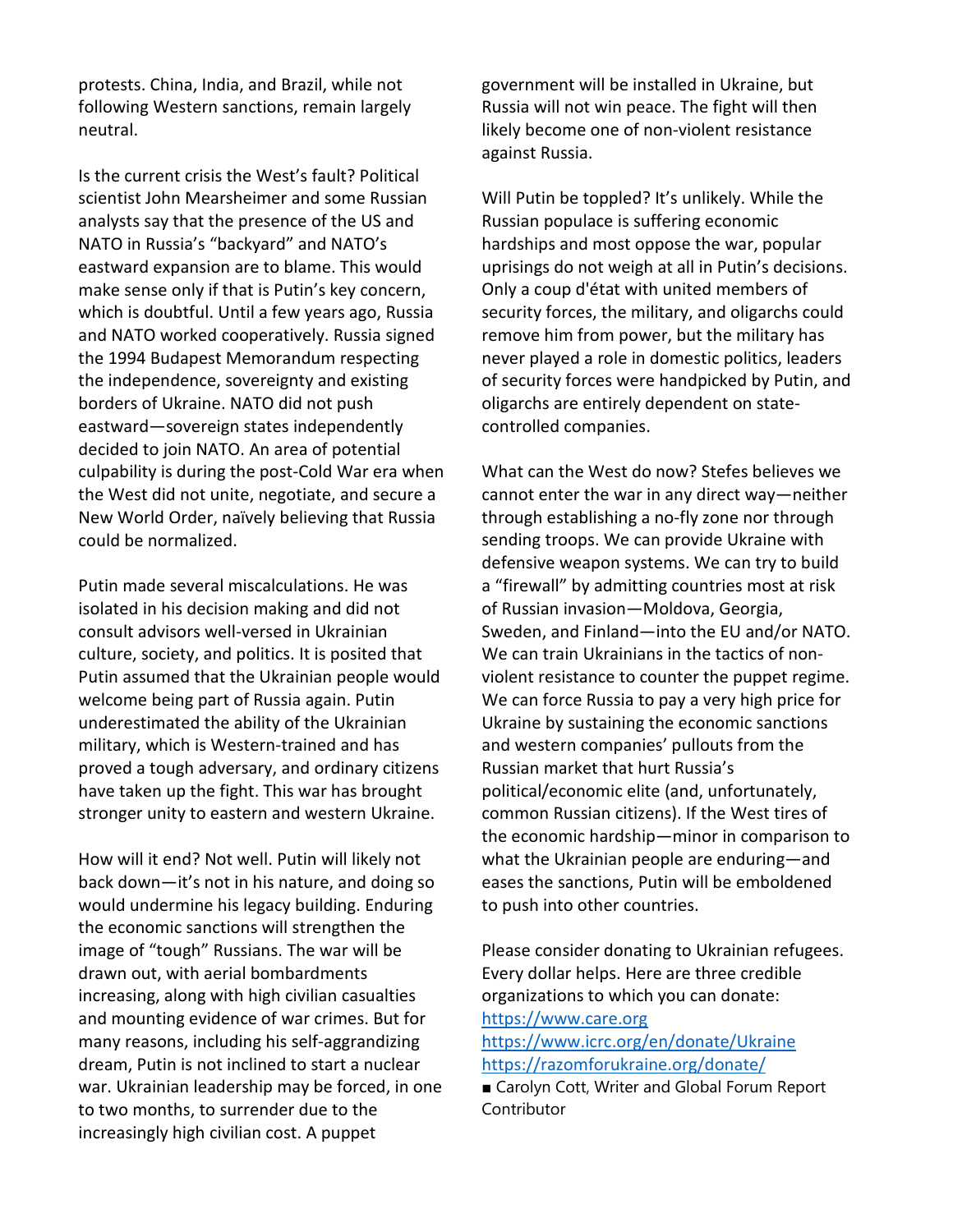protests. China, India, and Brazil, while not following Western sanctions, remain largely neutral.

Is the current crisis the West's fault? Political scientist John Mearsheimer and some Russian analysts say that the presence of the US and NATO in Russia's "backyard" and NATO's eastward expansion are to blame. This would make sense only if that is Putin's key concern, which is doubtful. Until a few years ago, Russia and NATO worked cooperatively. Russia signed the 1994 Budapest Memorandum respecting the independence, sovereignty and existing borders of Ukraine. NATO did not push eastward—sovereign states independently decided to join NATO. An area of potential culpability is during the post-Cold War era when the West did not unite, negotiate, and secure a New World Order, naïvely believing that Russia could be normalized.

Putin made several miscalculations. He was isolated in his decision making and did not consult advisors well-versed in Ukrainian culture, society, and politics. It is posited that Putin assumed that the Ukrainian people would welcome being part of Russia again. Putin underestimated the ability of the Ukrainian military, which is Western-trained and has proved a tough adversary, and ordinary citizens have taken up the fight. This war has brought stronger unity to eastern and western Ukraine.

How will it end? Not well. Putin will likely not back down—it's not in his nature, and doing so would undermine his legacy building. Enduring the economic sanctions will strengthen the image of "tough" Russians. The war will be drawn out, with aerial bombardments increasing, along with high civilian casualties and mounting evidence of war crimes. But for many reasons, including his self-aggrandizing dream, Putin is not inclined to start a nuclear war. Ukrainian leadership may be forced, in one to two months, to surrender due to the increasingly high civilian cost. A puppet government will be installed in Ukraine, but Russia will not win peace. The fight will then likely become one of non-violent resistance against Russia.

Will Putin be toppled? It's unlikely. While the Russian populace is suffering economic hardships and most oppose the war, popular uprisings do not weigh at all in Putin's decisions. Only a coup d'état with united members of security forces, the military, and oligarchs could remove him from power, but the military has never played a role in domestic politics, leaders of security forces were handpicked by Putin, and oligarchs are entirely dependent on state-controlled companies.

What can the West do now? Stefes believes we cannot enter the war in any direct way—neither through establishing a no-fly zone nor through sending troops. We can provide Ukraine with defensive weapon systems. We can try to build a "firewall" by admitting countries most at risk of Russian invasion—Moldova, Georgia, Sweden, and Finland—into the EU and/or NATO. We can train Ukrainians in the tactics of non-violent resistance to counter the puppet regime. We can force Russia to pay a very high price for Ukraine by sustaining the economic sanctions and western companies' pullouts from the Russian market that hurt Russia's political/economic elite (and, unfortunately, common Russian citizens). If the West tires of the economic hardship—minor in comparison to what the Ukrainian people are enduring—and eases the sanctions, Putin will be emboldened to push into other countries.

Please consider donating to Ukrainian refugees. Every dollar helps. Here are three credible organizations to which you can donate:
https://www.care.org
https://www.icrc.org/en/donate/Ukraine
https://razomforukraine.org/donate/

■ Carolyn Cott, Writer and Global Forum Report Contributor